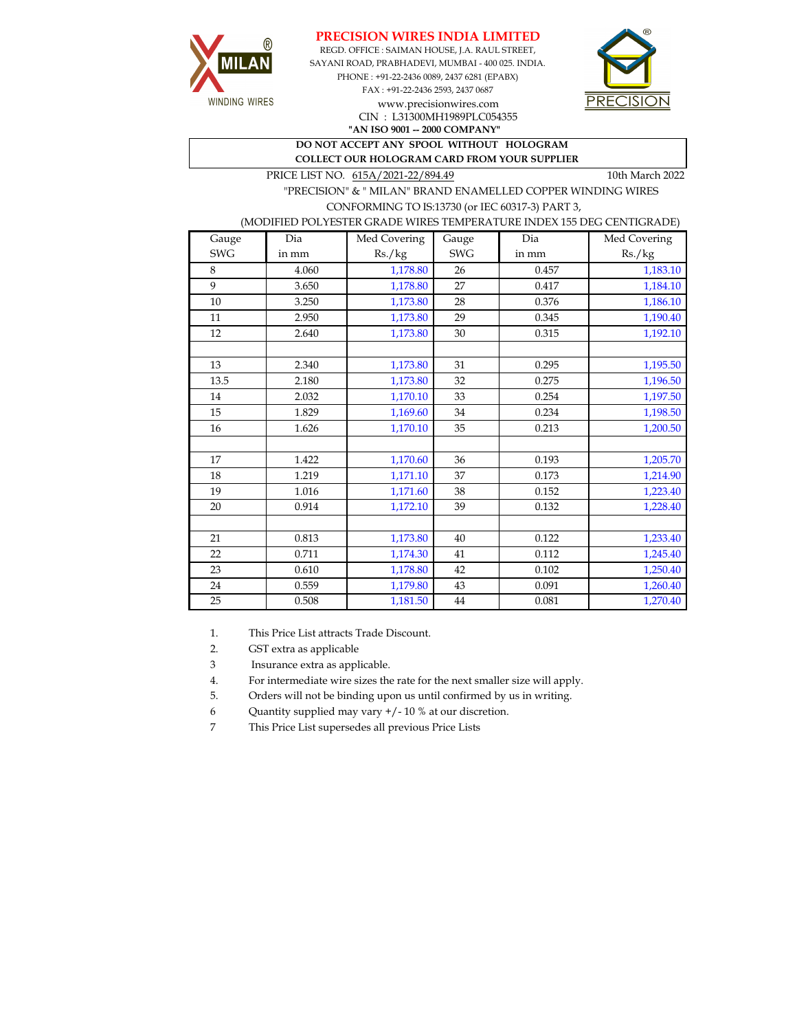# PRECISION WIRES INDIA LIMITED

REGD. OFFICE : SAIMAN HOUSE, J.A. RAUL STREET,
SAYANI ROAD, PRABHADEVI, MUMBAI - 400 025. INDIA.
PHONE : +91-22-2436 0089, 2437 6281 (EPABX)
FAX : +91-22-2436 2593, 2437 0687
www.precisionwires.com
CIN : L31300MH1989PLC054355
**"AN ISO 9001 -- 2000 COMPANY"**

**DO NOT ACCEPT ANY SPOOL WITHOUT HOLOGRAM**
**COLLECT OUR HOLOGRAM CARD FROM YOUR SUPPLIER**

PRICE LIST NO. 615A/2021-22/894.49 10th March 2022

"PRECISION" & " MILAN" BRAND ENAMELLED COPPER WINDING WIRES
CONFORMING TO IS:13730 (or IEC 60317-3) PART 3,
(MODIFIED POLYESTER GRADE WIRES TEMPERATURE INDEX 155 DEG CENTIGRADE)

| Gauge SWG | Dia in mm | Med Covering Rs./kg | Gauge SWG | Dia in mm | Med Covering Rs./kg |
|---|---|---|---|---|---|
| 8 | 4.060 | 1,178.80 | 26 | 0.457 | 1,183.10 |
| 9 | 3.650 | 1,178.80 | 27 | 0.417 | 1,184.10 |
| 10 | 3.250 | 1,173.80 | 28 | 0.376 | 1,186.10 |
| 11 | 2.950 | 1,173.80 | 29 | 0.345 | 1,190.40 |
| 12 | 2.640 | 1,173.80 | 30 | 0.315 | 1,192.10 |
| | | | | | |
| 13 | 2.340 | 1,173.80 | 31 | 0.295 | 1,195.50 |
| 13.5 | 2.180 | 1,173.80 | 32 | 0.275 | 1,196.50 |
| 14 | 2.032 | 1,170.10 | 33 | 0.254 | 1,197.50 |
| 15 | 1.829 | 1,169.60 | 34 | 0.234 | 1,198.50 |
| 16 | 1.626 | 1,170.10 | 35 | 0.213 | 1,200.50 |
| | | | | | |
| 17 | 1.422 | 1,170.60 | 36 | 0.193 | 1,205.70 |
| 18 | 1.219 | 1,171.10 | 37 | 0.173 | 1,214.90 |
| 19 | 1.016 | 1,171.60 | 38 | 0.152 | 1,223.40 |
| 20 | 0.914 | 1,172.10 | 39 | 0.132 | 1,228.40 |
| | | | | | |
| 21 | 0.813 | 1,173.80 | 40 | 0.122 | 1,233.40 |
| 22 | 0.711 | 1,174.30 | 41 | 0.112 | 1,245.40 |
| 23 | 0.610 | 1,178.80 | 42 | 0.102 | 1,250.40 |
| 24 | 0.559 | 1,179.80 | 43 | 0.091 | 1,260.40 |
| 25 | 0.508 | 1,181.50 | 44 | 0.081 | 1,270.40 |

1. This Price List attracts Trade Discount.
2. GST extra as applicable
3. Insurance extra as applicable.
4. For intermediate wire sizes the rate for the next smaller size will apply.
5. Orders will not be binding upon us until confirmed by us in writing.
6. Quantity supplied may vary +/- 10 % at our discretion.
7. This Price List supersedes all previous Price Lists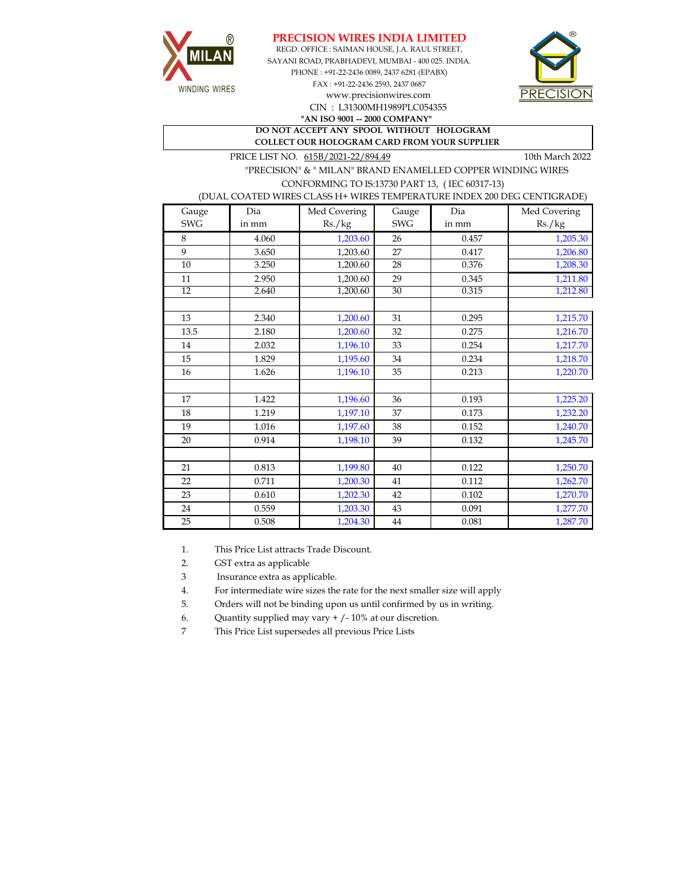MILAN® WINDING WIRES

# PRECISION WIRES INDIA LIMITED

REGD. OFFICE : SAIMAN HOUSE, J.A. RAUL STREET,
SAYANI ROAD, PRABHADEVI, MUMBAI - 400 025. INDIA.
PHONE : +91-22-2436 0089, 2437 6281 (EPABX)
FAX : +91-22-2436 2593, 2437 0687
www.precisionwires.com
CIN : L31300MH1989PLC054355
**"AN ISO 9001 -- 2000 COMPANY"**

PRECISION®

**DO NOT ACCEPT ANY SPOOL WITHOUT HOLOGRAM**
**COLLECT OUR HOLOGRAM CARD FROM YOUR SUPPLIER**

PRICE LIST NO. 615B/2021-22/894.49 10th March 2022

"PRECISION" & " MILAN" BRAND ENAMELLED COPPER WINDING WIRES
CONFORMING TO IS:13730 PART 13, ( IEC 60317-13)
(DUAL COATED WIRES CLASS H+ WIRES TEMPERATURE INDEX 200 DEG CENTIGRADE)

| Gauge SWG | Dia in mm | Med Covering Rs./kg | Gauge SWG | Dia in mm | Med Covering Rs./kg |
|---|---|---|---|---|---|
| 8 | 4.060 | 1,203.60 | 26 | 0.457 | 1,205.30 |
| 9 | 3.650 | 1,203.60 | 27 | 0.417 | 1,206.80 |
| 10 | 3.250 | 1,200.60 | 28 | 0.376 | 1,208.30 |
| 11 | 2.950 | 1,200.60 | 29 | 0.345 | 1,211.80 |
| 12 | 2.640 | 1,200.60 | 30 | 0.315 | 1,212.80 |
| | | | | | |
| 13 | 2.340 | 1,200.60 | 31 | 0.295 | 1,215.70 |
| 13.5 | 2.180 | 1,200.60 | 32 | 0.275 | 1,216.70 |
| 14 | 2.032 | 1,196.10 | 33 | 0.254 | 1,217.70 |
| 15 | 1.829 | 1,195.60 | 34 | 0.234 | 1,218.70 |
| 16 | 1.626 | 1,196.10 | 35 | 0.213 | 1,220.70 |
| | | | | | |
| 17 | 1.422 | 1,196.60 | 36 | 0.193 | 1,225.20 |
| 18 | 1.219 | 1,197.10 | 37 | 0.173 | 1,232.20 |
| 19 | 1.016 | 1,197.60 | 38 | 0.152 | 1,240.70 |
| 20 | 0.914 | 1,198.10 | 39 | 0.132 | 1,245.70 |
| | | | | | |
| 21 | 0.813 | 1,199.80 | 40 | 0.122 | 1,250.70 |
| 22 | 0.711 | 1,200.30 | 41 | 0.112 | 1,262.70 |
| 23 | 0.610 | 1,202.30 | 42 | 0.102 | 1,270.70 |
| 24 | 0.559 | 1,203.30 | 43 | 0.091 | 1,277.70 |
| 25 | 0.508 | 1,204.30 | 44 | 0.081 | 1,287.70 |

1. This Price List attracts Trade Discount.
2. GST extra as applicable
3. Insurance extra as applicable.
4. For intermediate wire sizes the rate for the next smaller size will apply
5. Orders will not be binding upon us until confirmed by us in writing.
6. Quantity supplied may vary + / - 10% at our discretion.
7. This Price List supersedes all previous Price Lists